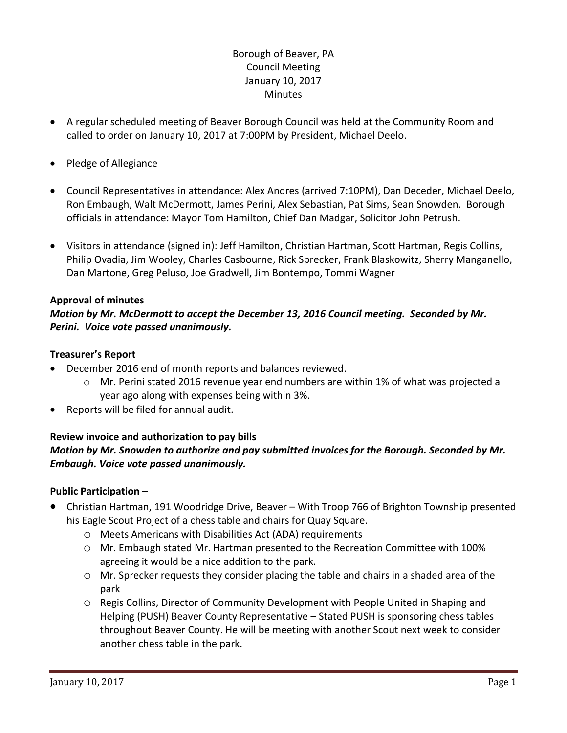Borough of Beaver, PA
Council Meeting
January 10, 2017
Minutes

- A regular scheduled meeting of Beaver Borough Council was held at the Community Room and called to order on January 10, 2017 at 7:00PM by President, Michael Deelo.

- Pledge of Allegiance

- Council Representatives in attendance: Alex Andres (arrived 7:10PM), Dan Deceder, Michael Deelo, Ron Embaugh, Walt McDermott, James Perini, Alex Sebastian, Pat Sims, Sean Snowden. Borough officials in attendance: Mayor Tom Hamilton, Chief Dan Madgar, Solicitor John Petrush.

- Visitors in attendance (signed in): Jeff Hamilton, Christian Hartman, Scott Hartman, Regis Collins, Philip Ovadia, Jim Wooley, Charles Casbourne, Rick Sprecker, Frank Blaskowitz, Sherry Manganello, Dan Martone, Greg Peluso, Joe Gradwell, Jim Bontempo, Tommi Wagner

**Approval of minutes**

***Motion by Mr. McDermott to accept the December 13, 2016 Council meeting. Seconded by Mr. Perini. Voice vote passed unanimously.***

**Treasurer's Report**

- December 2016 end of month reports and balances reviewed.
  - Mr. Perini stated 2016 revenue year end numbers are within 1% of what was projected a year ago along with expenses being within 3%.
- Reports will be filed for annual audit.

**Review invoice and authorization to pay bills**

***Motion by Mr. Snowden to authorize and pay submitted invoices for the Borough. Seconded by Mr. Embaugh. Voice vote passed unanimously.***

**Public Participation –**

- Christian Hartman, 191 Woodridge Drive, Beaver – With Troop 766 of Brighton Township presented his Eagle Scout Project of a chess table and chairs for Quay Square.
  - Meets Americans with Disabilities Act (ADA) requirements
  - Mr. Embaugh stated Mr. Hartman presented to the Recreation Committee with 100% agreeing it would be a nice addition to the park.
  - Mr. Sprecker requests they consider placing the table and chairs in a shaded area of the park
  - Regis Collins, Director of Community Development with People United in Shaping and Helping (PUSH) Beaver County Representative – Stated PUSH is sponsoring chess tables throughout Beaver County. He will be meeting with another Scout next week to consider another chess table in the park.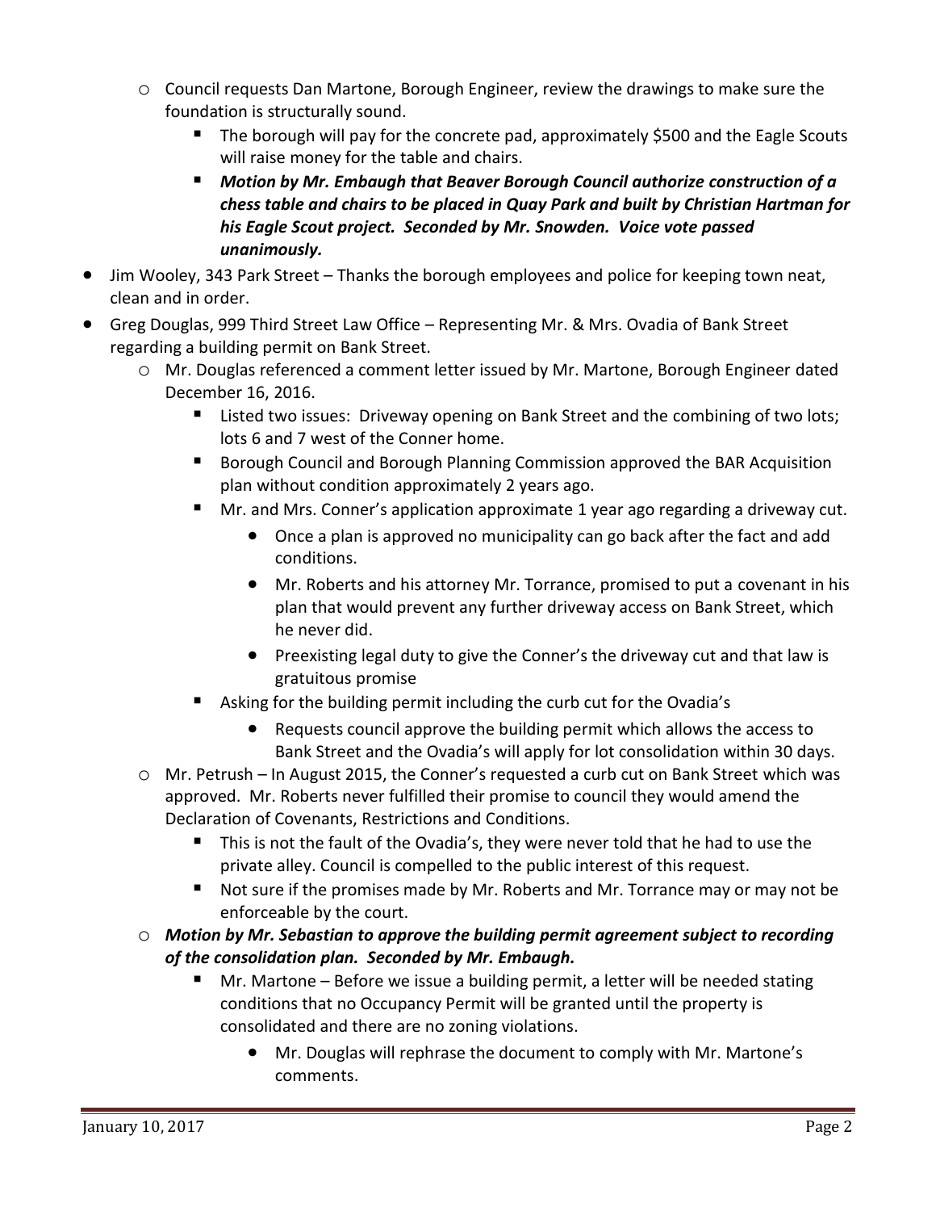- Council requests Dan Martone, Borough Engineer, review the drawings to make sure the foundation is structurally sound.
  - The borough will pay for the concrete pad, approximately $500 and the Eagle Scouts will raise money for the table and chairs.
  - ***Motion by Mr. Embaugh that Beaver Borough Council authorize construction of a chess table and chairs to be placed in Quay Park and built by Christian Hartman for his Eagle Scout project. Seconded by Mr. Snowden. Voice vote passed unanimously.***

- Jim Wooley, 343 Park Street – Thanks the borough employees and police for keeping town neat, clean and in order.
- Greg Douglas, 999 Third Street Law Office – Representing Mr. & Mrs. Ovadia of Bank Street regarding a building permit on Bank Street.
  - Mr. Douglas referenced a comment letter issued by Mr. Martone, Borough Engineer dated December 16, 2016.
    - Listed two issues: Driveway opening on Bank Street and the combining of two lots; lots 6 and 7 west of the Conner home.
    - Borough Council and Borough Planning Commission approved the BAR Acquisition plan without condition approximately 2 years ago.
    - Mr. and Mrs. Conner's application approximate 1 year ago regarding a driveway cut.
      - Once a plan is approved no municipality can go back after the fact and add conditions.
      - Mr. Roberts and his attorney Mr. Torrance, promised to put a covenant in his plan that would prevent any further driveway access on Bank Street, which he never did.
      - Preexisting legal duty to give the Conner's the driveway cut and that law is gratuitous promise
    - Asking for the building permit including the curb cut for the Ovadia's
      - Requests council approve the building permit which allows the access to Bank Street and the Ovadia's will apply for lot consolidation within 30 days.
  - Mr. Petrush – In August 2015, the Conner's requested a curb cut on Bank Street which was approved. Mr. Roberts never fulfilled their promise to council they would amend the Declaration of Covenants, Restrictions and Conditions.
    - This is not the fault of the Ovadia's, they were never told that he had to use the private alley. Council is compelled to the public interest of this request.
    - Not sure if the promises made by Mr. Roberts and Mr. Torrance may or may not be enforceable by the court.
  - ***Motion by Mr. Sebastian to approve the building permit agreement subject to recording of the consolidation plan. Seconded by Mr. Embaugh.***
    - Mr. Martone – Before we issue a building permit, a letter will be needed stating conditions that no Occupancy Permit will be granted until the property is consolidated and there are no zoning violations.
      - Mr. Douglas will rephrase the document to comply with Mr. Martone's comments.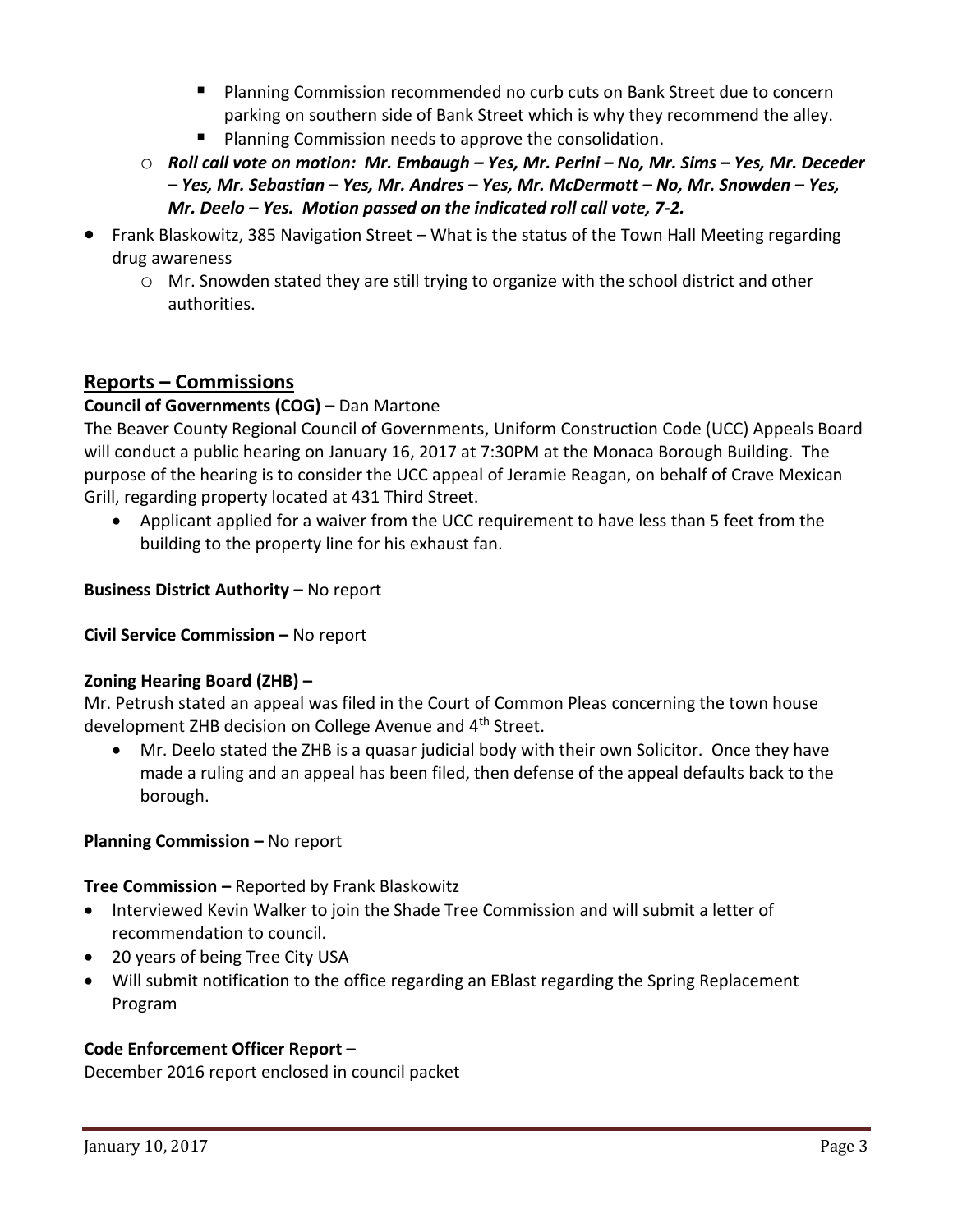- Planning Commission recommended no curb cuts on Bank Street due to concern parking on southern side of Bank Street which is why they recommend the alley.
        - Planning Commission needs to approve the consolidation.
    - ***Roll call vote on motion: Mr. Embaugh – Yes, Mr. Perini – No, Mr. Sims – Yes, Mr. Deceder – Yes, Mr. Sebastian – Yes, Mr. Andres – Yes, Mr. McDermott – No, Mr. Snowden – Yes, Mr. Deelo – Yes. Motion passed on the indicated roll call vote, 7-2.***
- Frank Blaskowitz, 385 Navigation Street – What is the status of the Town Hall Meeting regarding drug awareness
    - Mr. Snowden stated they are still trying to organize with the school district and other authorities.

## Reports – Commissions

**Council of Governments (COG) –** Dan Martone

The Beaver County Regional Council of Governments, Uniform Construction Code (UCC) Appeals Board will conduct a public hearing on January 16, 2017 at 7:30PM at the Monaca Borough Building. The purpose of the hearing is to consider the UCC appeal of Jeramie Reagan, on behalf of Crave Mexican Grill, regarding property located at 431 Third Street.

- Applicant applied for a waiver from the UCC requirement to have less than 5 feet from the building to the property line for his exhaust fan.

**Business District Authority –** No report

**Civil Service Commission –** No report

**Zoning Hearing Board (ZHB) –**

Mr. Petrush stated an appeal was filed in the Court of Common Pleas concerning the town house development ZHB decision on College Avenue and 4th Street.

- Mr. Deelo stated the ZHB is a quasar judicial body with their own Solicitor. Once they have made a ruling and an appeal has been filed, then defense of the appeal defaults back to the borough.

**Planning Commission –** No report

**Tree Commission –** Reported by Frank Blaskowitz

- Interviewed Kevin Walker to join the Shade Tree Commission and will submit a letter of recommendation to council.
- 20 years of being Tree City USA
- Will submit notification to the office regarding an EBlast regarding the Spring Replacement Program

**Code Enforcement Officer Report –**

December 2016 report enclosed in council packet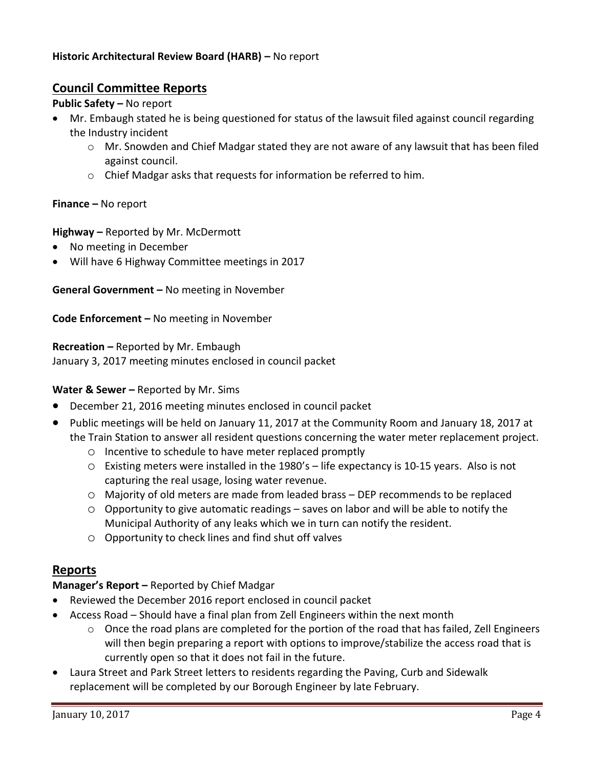**Historic Architectural Review Board (HARB) –** No report

## Council Committee Reports

**Public Safety –** No report

- Mr. Embaugh stated he is being questioned for status of the lawsuit filed against council regarding the Industry incident
  - Mr. Snowden and Chief Madgar stated they are not aware of any lawsuit that has been filed against council.
  - Chief Madgar asks that requests for information be referred to him.

**Finance –** No report

**Highway –** Reported by Mr. McDermott

- No meeting in December
- Will have 6 Highway Committee meetings in 2017

**General Government –** No meeting in November

**Code Enforcement –** No meeting in November

**Recreation –** Reported by Mr. Embaugh
January 3, 2017 meeting minutes enclosed in council packet

**Water & Sewer –** Reported by Mr. Sims

- December 21, 2016 meeting minutes enclosed in council packet
- Public meetings will be held on January 11, 2017 at the Community Room and January 18, 2017 at the Train Station to answer all resident questions concerning the water meter replacement project.
  - Incentive to schedule to have meter replaced promptly
  - Existing meters were installed in the 1980's – life expectancy is 10-15 years. Also is not capturing the real usage, losing water revenue.
  - Majority of old meters are made from leaded brass – DEP recommends to be replaced
  - Opportunity to give automatic readings – saves on labor and will be able to notify the Municipal Authority of any leaks which we in turn can notify the resident.
  - Opportunity to check lines and find shut off valves

## Reports

**Manager's Report –** Reported by Chief Madgar

- Reviewed the December 2016 report enclosed in council packet
- Access Road – Should have a final plan from Zell Engineers within the next month
  - Once the road plans are completed for the portion of the road that has failed, Zell Engineers will then begin preparing a report with options to improve/stabilize the access road that is currently open so that it does not fail in the future.
- Laura Street and Park Street letters to residents regarding the Paving, Curb and Sidewalk replacement will be completed by our Borough Engineer by late February.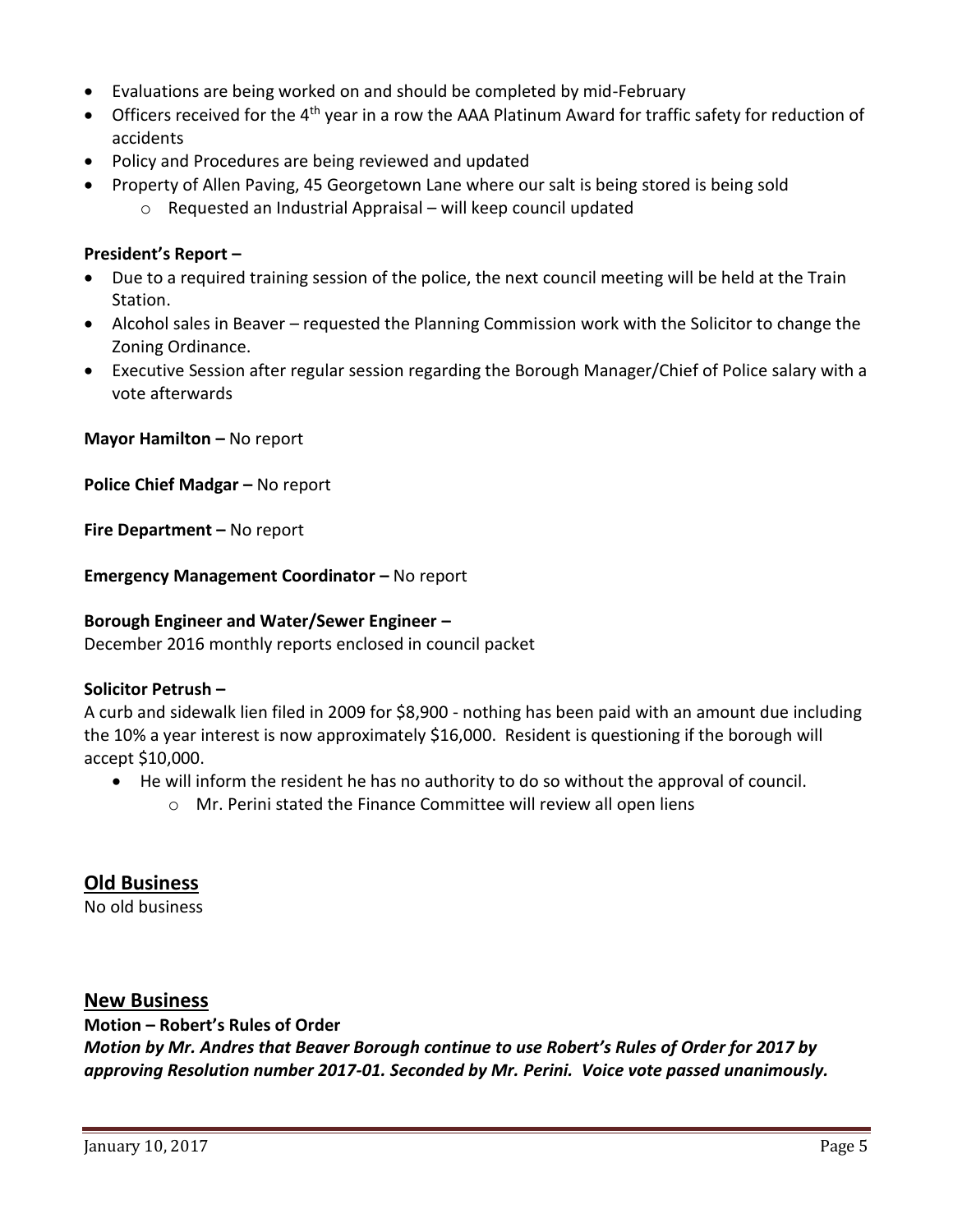- Evaluations are being worked on and should be completed by mid-February
- Officers received for the 4th year in a row the AAA Platinum Award for traffic safety for reduction of accidents
- Policy and Procedures are being reviewed and updated
- Property of Allen Paving, 45 Georgetown Lane where our salt is being stored is being sold
  - Requested an Industrial Appraisal – will keep council updated

**President's Report –**

- Due to a required training session of the police, the next council meeting will be held at the Train Station.
- Alcohol sales in Beaver – requested the Planning Commission work with the Solicitor to change the Zoning Ordinance.
- Executive Session after regular session regarding the Borough Manager/Chief of Police salary with a vote afterwards

**Mayor Hamilton –** No report

**Police Chief Madgar –** No report

**Fire Department –** No report

**Emergency Management Coordinator –** No report

**Borough Engineer and Water/Sewer Engineer –**
December 2016 monthly reports enclosed in council packet

**Solicitor Petrush –**
A curb and sidewalk lien filed in 2009 for $8,900 - nothing has been paid with an amount due including the 10% a year interest is now approximately $16,000. Resident is questioning if the borough will accept $10,000.

- He will inform the resident he has no authority to do so without the approval of council.
  - Mr. Perini stated the Finance Committee will review all open liens

## Old Business

No old business

## New Business

**Motion – Robert's Rules of Order**
***Motion by Mr. Andres that Beaver Borough continue to use Robert's Rules of Order for 2017 by approving Resolution number 2017-01. Seconded by Mr. Perini. Voice vote passed unanimously.***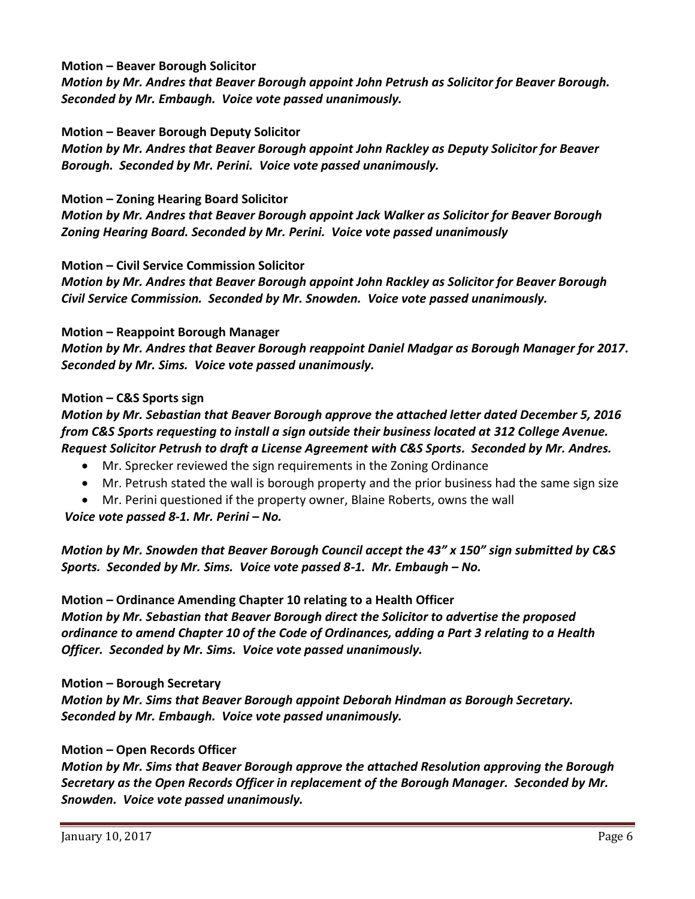**Motion – Beaver Borough Solicitor**

***Motion by Mr. Andres that Beaver Borough appoint John Petrush as Solicitor for Beaver Borough. Seconded by Mr. Embaugh. Voice vote passed unanimously.***

**Motion – Beaver Borough Deputy Solicitor**

***Motion by Mr. Andres that Beaver Borough appoint John Rackley as Deputy Solicitor for Beaver Borough. Seconded by Mr. Perini. Voice vote passed unanimously.***

**Motion – Zoning Hearing Board Solicitor**

***Motion by Mr. Andres that Beaver Borough appoint Jack Walker as Solicitor for Beaver Borough Zoning Hearing Board. Seconded by Mr. Perini. Voice vote passed unanimously***

**Motion – Civil Service Commission Solicitor**

***Motion by Mr. Andres that Beaver Borough appoint John Rackley as Solicitor for Beaver Borough Civil Service Commission. Seconded by Mr. Snowden. Voice vote passed unanimously.***

**Motion – Reappoint Borough Manager**

***Motion by Mr. Andres that Beaver Borough reappoint Daniel Madgar as Borough Manager for 2017. Seconded by Mr. Sims. Voice vote passed unanimously.***

**Motion – C&S Sports sign**

***Motion by Mr. Sebastian that Beaver Borough approve the attached letter dated December 5, 2016 from C&S Sports requesting to install a sign outside their business located at 312 College Avenue. Request Solicitor Petrush to draft a License Agreement with C&S Sports. Seconded by Mr. Andres.***

- Mr. Sprecker reviewed the sign requirements in the Zoning Ordinance
- Mr. Petrush stated the wall is borough property and the prior business had the same sign size
- Mr. Perini questioned if the property owner, Blaine Roberts, owns the wall

***Voice vote passed 8-1. Mr. Perini – No.***

***Motion by Mr. Snowden that Beaver Borough Council accept the 43" x 150" sign submitted by C&S Sports. Seconded by Mr. Sims. Voice vote passed 8-1. Mr. Embaugh – No.***

**Motion – Ordinance Amending Chapter 10 relating to a Health Officer**

***Motion by Mr. Sebastian that Beaver Borough direct the Solicitor to advertise the proposed ordinance to amend Chapter 10 of the Code of Ordinances, adding a Part 3 relating to a Health Officer. Seconded by Mr. Sims. Voice vote passed unanimously.***

**Motion – Borough Secretary**

***Motion by Mr. Sims that Beaver Borough appoint Deborah Hindman as Borough Secretary. Seconded by Mr. Embaugh. Voice vote passed unanimously.***

**Motion – Open Records Officer**

***Motion by Mr. Sims that Beaver Borough approve the attached Resolution approving the Borough Secretary as the Open Records Officer in replacement of the Borough Manager. Seconded by Mr. Snowden. Voice vote passed unanimously.***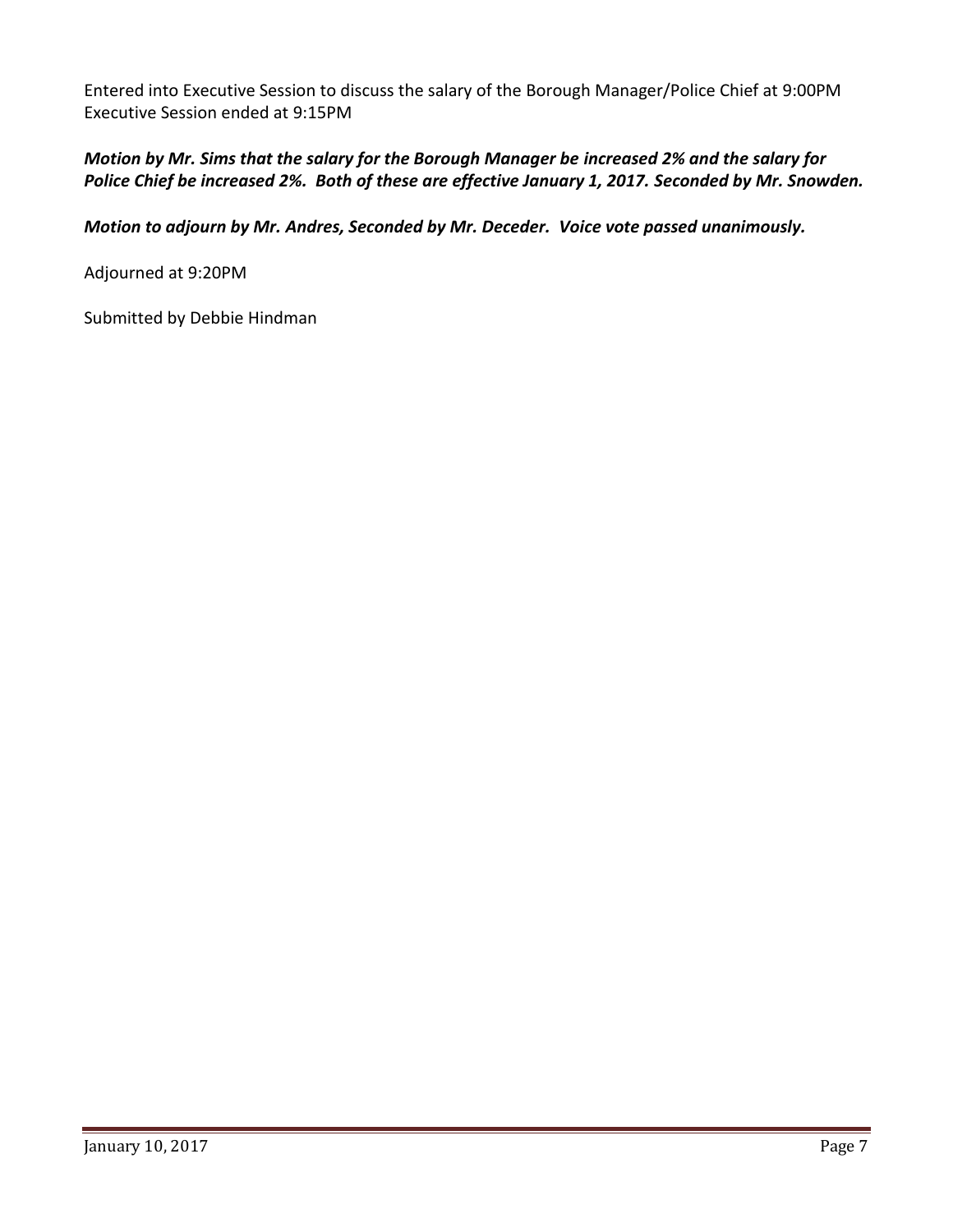Entered into Executive Session to discuss the salary of the Borough Manager/Police Chief at 9:00PM
Executive Session ended at 9:15PM

***Motion by Mr. Sims that the salary for the Borough Manager be increased 2% and the salary for Police Chief be increased 2%. Both of these are effective January 1, 2017. Seconded by Mr. Snowden.***

***Motion to adjourn by Mr. Andres, Seconded by Mr. Deceder. Voice vote passed unanimously.***

Adjourned at 9:20PM

Submitted by Debbie Hindman